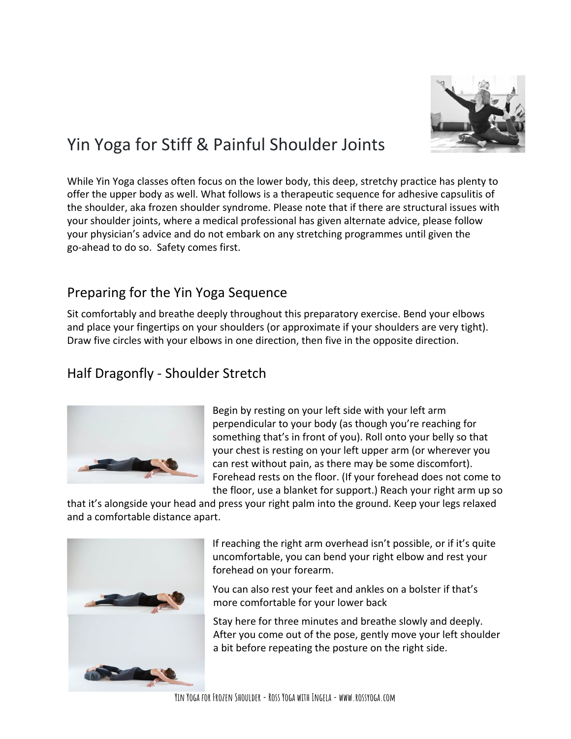# Yin Yoga for Stiff & Painful Shoulder Joints

While Yin Yoga classes often focus on the lower body, this deep, stretchy practice has plenty to offer the upper body as well. What follows is a therapeutic sequence for adhesive capsulitis of the shoulder, aka frozen shoulder syndrome. Please note that if there are structural issues with your shoulder joints, where a medical professional has given alternate advice, please follow your physician's advice and do not embark on any stretching programmes until given the go-ahead to do so. Safety comes first.

## Preparing for the Yin Yoga Sequence

Sit comfortably and breathe deeply throughout this preparatory exercise. Bend your elbows and place your fingertips on your shoulders (or approximate if your shoulders are very tight). Draw five circles with your elbows in one direction, then five in the opposite direction.

## Half Dragonfly - Shoulder Stretch

Begin by resting on your left side with your left arm perpendicular to your body (as though you're reaching for something that's in front of you). Roll onto your belly so that your chest is resting on your left upper arm (or wherever you can rest without pain, as there may be some discomfort). Forehead rests on the floor. (If your forehead does not come to the floor, use a blanket for support.) Reach your right arm up so that it's alongside your head and press your right palm into the ground. Keep your legs relaxed and a comfortable distance apart.

If reaching the right arm overhead isn't possible, or if it's quite uncomfortable, you can bend your right elbow and rest your forehead on your forearm.

You can also rest your feet and ankles on a bolster if that's more comfortable for your lower back

Stay here for three minutes and breathe slowly and deeply. After you come out of the pose, gently move your left shoulder a bit before repeating the posture on the right side.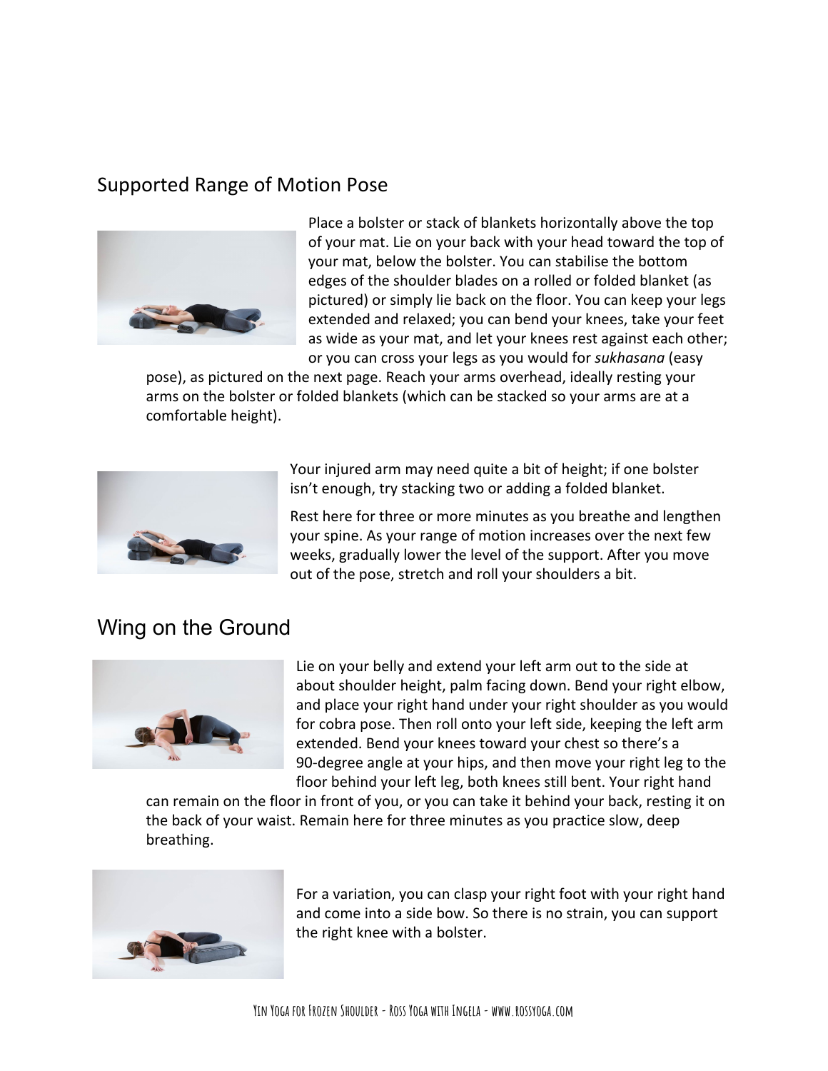## Supported Range of Motion Pose

Place a bolster or stack of blankets horizontally above the top of your mat. Lie on your back with your head toward the top of your mat, below the bolster. You can stabilise the bottom edges of the shoulder blades on a rolled or folded blanket (as pictured) or simply lie back on the floor. You can keep your legs extended and relaxed; you can bend your knees, take your feet as wide as your mat, and let your knees rest against each other; or you can cross your legs as you would for *sukhasana* (easy pose), as pictured on the next page. Reach your arms overhead, ideally resting your arms on the bolster or folded blankets (which can be stacked so your arms are at a comfortable height).

Your injured arm may need quite a bit of height; if one bolster isn't enough, try stacking two or adding a folded blanket.

Rest here for three or more minutes as you breathe and lengthen your spine. As your range of motion increases over the next few weeks, gradually lower the level of the support. After you move out of the pose, stretch and roll your shoulders a bit.

## Wing on the Ground

Lie on your belly and extend your left arm out to the side at about shoulder height, palm facing down. Bend your right elbow, and place your right hand under your right shoulder as you would for cobra pose. Then roll onto your left side, keeping the left arm extended. Bend your knees toward your chest so there's a 90-degree angle at your hips, and then move your right leg to the floor behind your left leg, both knees still bent. Your right hand can remain on the floor in front of you, or you can take it behind your back, resting it on the back of your waist. Remain here for three minutes as you practice slow, deep breathing.

For a variation, you can clasp your right foot with your right hand and come into a side bow. So there is no strain, you can support the right knee with a bolster.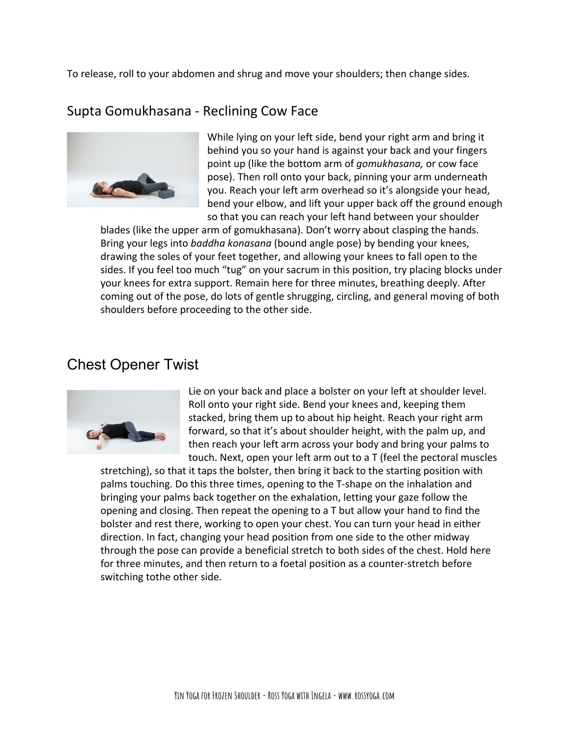To release, roll to your abdomen and shrug and move your shoulders; then change sides.

## Supta Gomukhasana - Reclining Cow Face

While lying on your left side, bend your right arm and bring it behind you so your hand is against your back and your fingers point up (like the bottom arm of *gomukhasana,* or cow face pose). Then roll onto your back, pinning your arm underneath you. Reach your left arm overhead so it's alongside your head, bend your elbow, and lift your upper back off the ground enough so that you can reach your left hand between your shoulder blades (like the upper arm of gomukhasana). Don't worry about clasping the hands. Bring your legs into *baddha konasana* (bound angle pose) by bending your knees, drawing the soles of your feet together, and allowing your knees to fall open to the sides. If you feel too much "tug" on your sacrum in this position, try placing blocks under your knees for extra support. Remain here for three minutes, breathing deeply. After coming out of the pose, do lots of gentle shrugging, circling, and general moving of both shoulders before proceeding to the other side.

## Chest Opener Twist

Lie on your back and place a bolster on your left at shoulder level. Roll onto your right side. Bend your knees and, keeping them stacked, bring them up to about hip height. Reach your right arm forward, so that it's about shoulder height, with the palm up, and then reach your left arm across your body and bring your palms to touch. Next, open your left arm out to a T (feel the pectoral muscles stretching), so that it taps the bolster, then bring it back to the starting position with palms touching. Do this three times, opening to the T-shape on the inhalation and bringing your palms back together on the exhalation, letting your gaze follow the opening and closing. Then repeat the opening to a T but allow your hand to find the bolster and rest there, working to open your chest. You can turn your head in either direction. In fact, changing your head position from one side to the other midway through the pose can provide a beneficial stretch to both sides of the chest. Hold here for three minutes, and then return to a foetal position as a counter-stretch before switching tothe other side.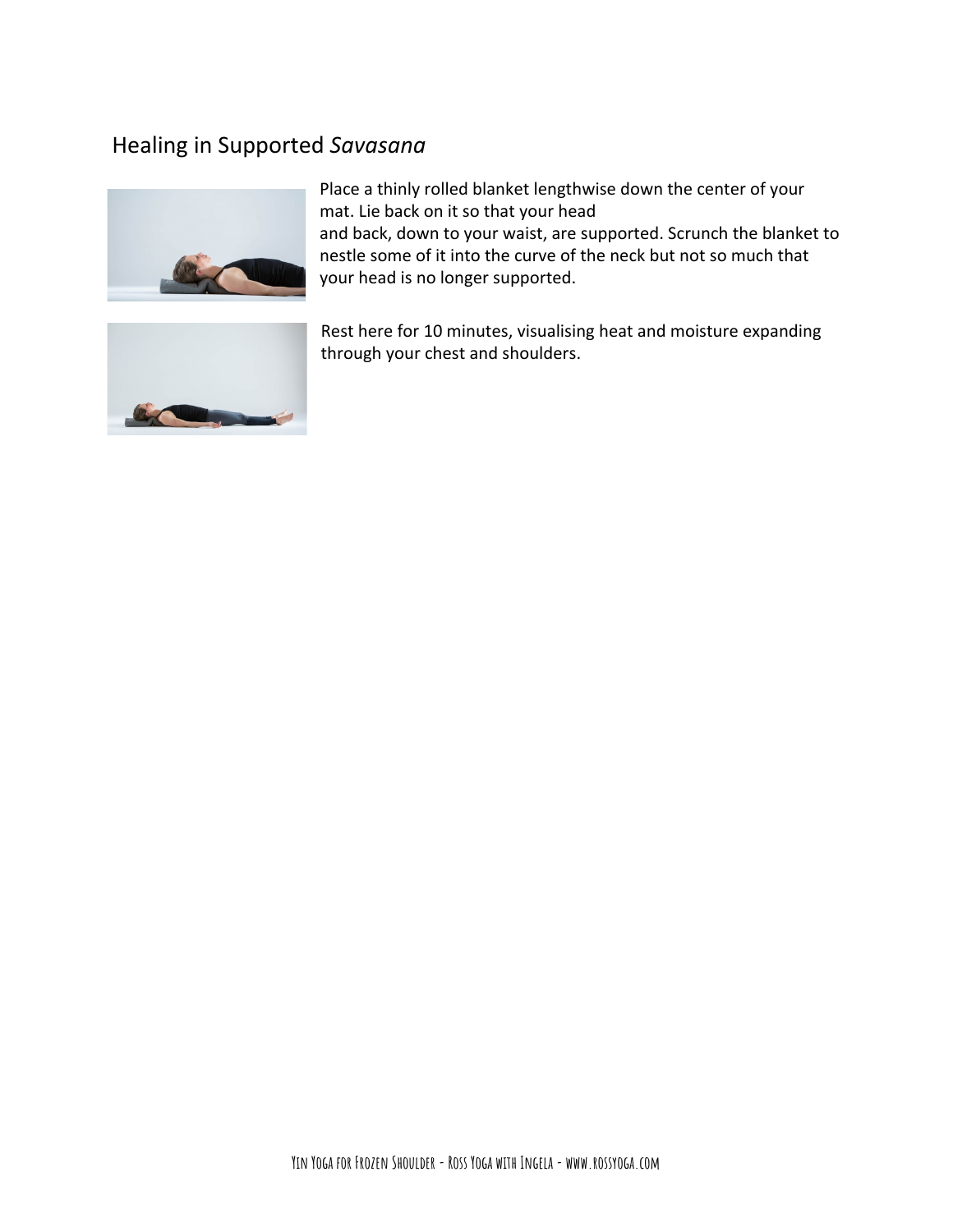## Healing in Supported *Savasana*

Place a thinly rolled blanket lengthwise down the center of your mat. Lie back on it so that your head and back, down to your waist, are supported. Scrunch the blanket to nestle some of it into the curve of the neck but not so much that your head is no longer supported.

Rest here for 10 minutes, visualising heat and moisture expanding through your chest and shoulders.